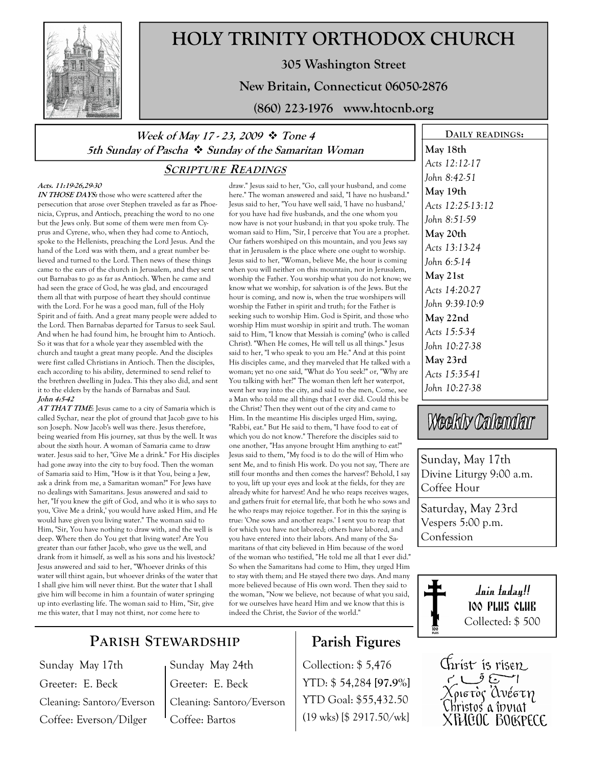# HOLY TRINITY ORTHODOX CHURCH

**305 Washington Street**

**New Britain, Connecticut 06050-2876**

**(860) 223-1976 www.htocnb.org**

***Week of May 17 - 23, 2009 ❖ Tone 4***

***5th Sunday of Pascha ❖ Sunday of the Samaritan Woman***

## SCRIPTURE READINGS

***Acts. 11:19-26,29-30***

***IN THOSE DAYS:*** those who were scattered after the persecution that arose over Stephen traveled as far as Phoenicia, Cyprus, and Antioch, preaching the word to no one but the Jews only. But some of them were men from Cyprus and Cyrene, who, when they had come to Antioch, spoke to the Hellenists, preaching the Lord Jesus. And the hand of the Lord was with them, and a great number believed and turned to the Lord. Then news of these things came to the ears of the church in Jerusalem, and they sent out Barnabas to go as far as Antioch. When he came and had seen the grace of God, he was glad, and encouraged them all that with purpose of heart they should continue with the Lord. For he was a good man, full of the Holy Spirit and of faith. And a great many people were added to the Lord. Then Barnabas departed for Tarsus to seek Saul. And when he had found him, he brought him to Antioch. So it was that for a whole year they assembled with the church and taught a great many people. And the disciples were first called Christians in Antioch. Then the disciples, each according to his ability, determined to send relief to the brethren dwelling in Judea. This they also did, and sent it to the elders by the hands of Barnabas and Saul.

***John 4:5-42***

***AT THAT TIME***: Jesus came to a city of Samaria which is called Sychar, near the plot of ground that Jacob gave to his son Joseph. Now Jacob's well was there. Jesus therefore, being wearied from His journey, sat thus by the well. It was about the sixth hour. A woman of Samaria came to draw water. Jesus said to her, "Give Me a drink." For His disciples had gone away into the city to buy food. Then the woman of Samaria said to Him, "How is it that You, being a Jew, ask a drink from me, a Samaritan woman?" For Jews have no dealings with Samaritans. Jesus answered and said to her, "If you knew the gift of God, and who it is who says to you, 'Give Me a drink,' you would have asked Him, and He would have given you living water." The woman said to Him, "Sir, You have nothing to draw with, and the well is deep. Where then do You get that living water? Are You greater than our father Jacob, who gave us the well, and drank from it himself, as well as his sons and his livestock? Jesus answered and said to her, "Whoever drinks of this water will thirst again, but whoever drinks of the water that I shall give him will never thirst. But the water that I shall give him will become in him a fountain of water springing up into everlasting life. The woman said to Him, "Sir, give me this water, that I may not thirst, nor come here to draw." Jesus said to her, "Go, call your husband, and come here." The woman answered and said, "I have no husband." Jesus said to her, "You have well said, 'I have no husband,' for you have had five husbands, and the one whom you now have is not your husband; in that you spoke truly. The woman said to Him, "Sir, I perceive that You are a prophet. Our fathers worshiped on this mountain, and you Jews say that in Jerusalem is the place where one ought to worship. Jesus said to her, "Woman, believe Me, the hour is coming when you will neither on this mountain, nor in Jerusalem, worship the Father. You worship what you do not know; we know what we worship, for salvation is of the Jews. But the hour is coming, and now is, when the true worshipers will worship the Father in spirit and truth; for the Father is seeking such to worship Him. God is Spirit, and those who worship Him must worship in spirit and truth. The woman said to Him, "I know that Messiah is coming" (who is called Christ). "When He comes, He will tell us all things." Jesus said to her, "I who speak to you am He." And at this point His disciples came, and they marveled that He talked with a woman; yet no one said, "What do You seek?" or, "Why are You talking with her?" The woman then left her waterpot, went her way into the city, and said to the men, Come, see a Man who told me all things that I ever did. Could this be the Christ? Then they went out of the city and came to Him. In the meantime His disciples urged Him, saying, "Rabbi, eat." But He said to them, "I have food to eat of which you do not know." Therefore the disciples said to one another, "Has anyone brought Him anything to eat?" Jesus said to them, "My food is to do the will of Him who sent Me, and to finish His work. Do you not say, 'There are still four months and then comes the harvest? Behold, I say to you, lift up your eyes and look at the fields, for they are already white for harvest! And he who reaps receives wages, and gathers fruit for eternal life, that both he who sows and he who reaps may rejoice together. For in this the saying is true: 'One sows and another reaps.' I sent you to reap that for which you have not labored; others have labored, and you have entered into their labors. And many of the Samaritans of that city believed in Him because of the word of the woman who testified, "He told me all that I ever did." So when the Samaritans had come to Him, they urged Him to stay with them; and He stayed there two days. And many more believed because of His own word. Then they said to the woman, "Now we believe, not because of what you said, for we ourselves have heard Him and we know that this is indeed the Christ, the Savior of the world."

## DAILY READINGS:

**May 18th**
*Acts 12:12-17*
*John 8:42-51*

**May 19th**
*Acts 12:25-13:12*
*John 8:51-59*

**May 20th**
*Acts 13:13-24*
*John 6:5-14*

**May 21st**
*Acts 14:20-27*
*John 9:39-10:9*

**May 22nd**
*Acts 15:5-34*
*John 10:27-38*

**May 23rd**
*Acts 15:35-41*
*John 10:27-38*

## Weekly Calendar

Sunday, May 17th
Divine Liturgy 9:00 a.m.
Coffee Hour

Saturday, May 23rd
Vespers 5:00 p.m.
Confession

*Join today!!*
**100 PLUS CLUB**
Collected: $ 500

## PARISH STEWARDSHIP

| Sunday May 17th | Sunday May 24th |
|---|---|
| Greeter: E. Beck | Greeter: E. Beck |
| Cleaning: Santoro/Everson | Cleaning: Santoro/Everson |
| Coffee: Everson/Dilger | Coffee: Bartos |

## Parish Figures

Collection: $ 5,476
YTD: $ 54,284 **[97.9%]**
YTD Goal: $55,432.50
(19 wks) [$ 2917.50/wk]

Christ is risen
Χριστὸς Ἀνέστη
Christos a înviat
ХРИСТОС ВОСКРЕСЕ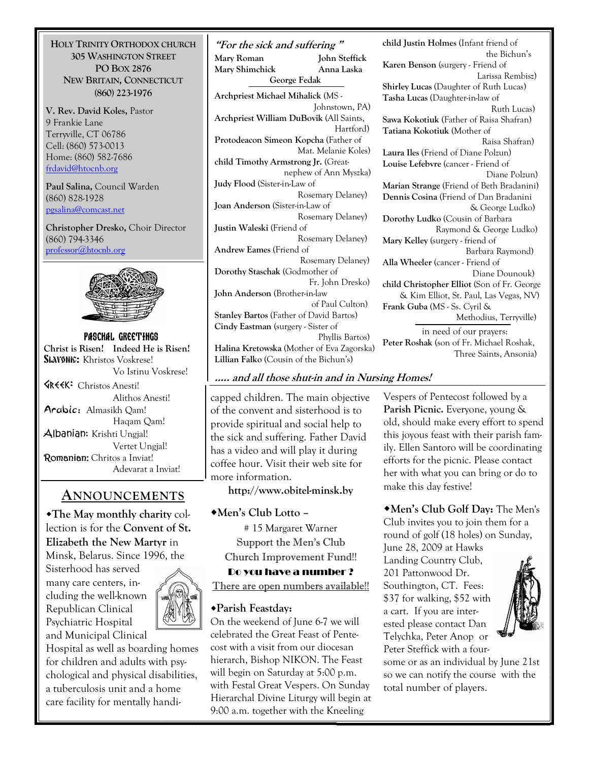**HOLY TRINITY ORTHODOX CHURCH**
**305 WASHINGTON STREET**
**PO BOX 2876**
**NEW BRITAIN, CONNECTICUT**
**(860) 223-1976**

**V. Rev. David Koles,** Pastor
9 Frankie Lane
Terryville, CT 06786
Cell: (860) 573-0013
Home: (860) 582-7686
frdavid@htocnb.org

**Paul Salina,** Council Warden
(860) 828-1928
pgsalina@comcast.net

**Christopher Dresko,** Choir Director
(860) 794-3346
professor@htocnb.org

**PASCHAL GREETINGS**

**Christ is Risen! Indeed He is Risen!**
**Slavonic:** Khristos Voskrese!
Vo Istinu Voskrese!
**Greek:** Christos Anesti!
Alithos Anesti!
**Arabic:** Almasikh Qam!
Haqam Qam!
**Albanian:** Krishti Ungjal!
Vertet Ungjal!
**Romanian:** Christos a Inviat!
Adevarat a Inviat!

## *"For the sick and suffering"*

**Mary Roman** — **John Steffick**
**Mary Shimchick** — **Anna Laska**
**George Fedak**

**Archpriest Michael Mihalick** (MS - Johnstown, PA)
**Archpriest William DuBovik** (All Saints, Hartford)
**Protodeacon Simeon Kopcha** (Father of Mat. Melanie Koles)
**child Timothy Armstrong Jr.** (Great-nephew of Ann Myszka)
**Judy Flood** (Sister-in-Law of Rosemary Delaney)
**Joan Anderson** (Sister-in-Law of Rosemary Delaney)
**Justin Waleski** (Friend of Rosemary Delaney)
**Andrew Eames** (Friend of Rosemary Delaney)
**Dorothy Staschak** (Godmother of Fr. John Dresko)
**John Anderson** (Brother-in-law of Paul Culton)
**Stanley Bartos** (Father of David Bartos)
**Cindy Eastman** (surgery - Sister of Phyllis Bartos)
**Halina Kretowska** (Mother of Eva Zagorska)
**Lillian Falko** (Cousin of the Bichun's)
**child Justin Holmes** (Infant friend of the Bichun's
**Karen Benson** (surgery - Friend of Larissa Rembisz)
**Shirley Lucas** (Daughter of Ruth Lucas)
**Tasha Lucas** (Daughter-in-law of Ruth Lucas)
**Sawa Kokotiuk** (Father of Raisa Shafran)
**Tatiana Kokotiuk** (Mother of Raisa Shafran)
**Laura Iles** (Friend of Diane Polzun)
**Louise Lefebvre** (cancer - Friend of Diane Polzun)
**Marian Strange** (Friend of Beth Bradanini)
**Dennis Cosina** (Friend of Dan Bradanini & George Ludko)
**Dorothy Ludko** (Cousin of Barbara Raymond & George Ludko)
**Mary Kelley** (surgery - friend of Barbara Raymond)
**Alla Wheeler** (cancer - Friend of Diane Dounouk)
**child Christopher Elliot** (Son of Fr. George & Kim Elliot, St. Paul, Las Vegas, NV)
**Frank Guba** (MS - Ss. Cyril & Methodius, Terryville)

in need of our prayers:
**Peter Roshak** (son of Fr. Michael Roshak, Three Saints, Ansonia)

*..... and all those shut-in and in Nursing Homes!*

## ANNOUNCEMENTS

◆**The May monthly charity** collection is for the **Convent of St. Elizabeth the New Martyr** in Minsk, Belarus. Since 1996, the Sisterhood has served many care centers, including the well-known Republican Clinical Psychiatric Hospital and Municipal Clinical Hospital as well as boarding homes for children and adults with psychological and physical disabilities, a tuberculosis unit and a home care facility for mentally handicapped children. The main objective of the convent and sisterhood is to provide spiritual and social help to the sick and suffering. Father David has a video and will play it during coffee hour. Visit their web site for more information.

**http://www.obitel-minsk.by**

◆**Men's Club Lotto –**

# 15 Margaret Warner
Support the Men's Club
Church Improvement Fund!!
**Do you have a number ?**
There are open numbers available!!

◆**Parish Feastday:**
On the weekend of June 6-7 we will celebrated the Great Feast of Pentecost with a visit from our diocesan hierarch, Bishop NIKON. The Feast will begin on Saturday at 5:00 p.m. with Festal Great Vespers. On Sunday Hierarchal Divine Liturgy will begin at 9:00 a.m. together with the Kneeling Vespers of Pentecost followed by a **Parish Picnic.** Everyone, young & old, should make every effort to spend this joyous feast with their parish family. Ellen Santoro will be coordinating efforts for the picnic. Please contact her with what you can bring or do to make this day festive!

◆**Men's Club Golf Day:** The Men's Club invites you to join them for a round of golf (18 holes) on Sunday, June 28, 2009 at Hawks Landing Country Club, 201 Pattonwood Dr. Southington, CT. Fees: $37 for walking, $52 with a cart. If you are interested please contact Dan Telychka, Peter Anop or Peter Steffick with a foursome or as an individual by June 21st so we can notify the course with the total number of players.